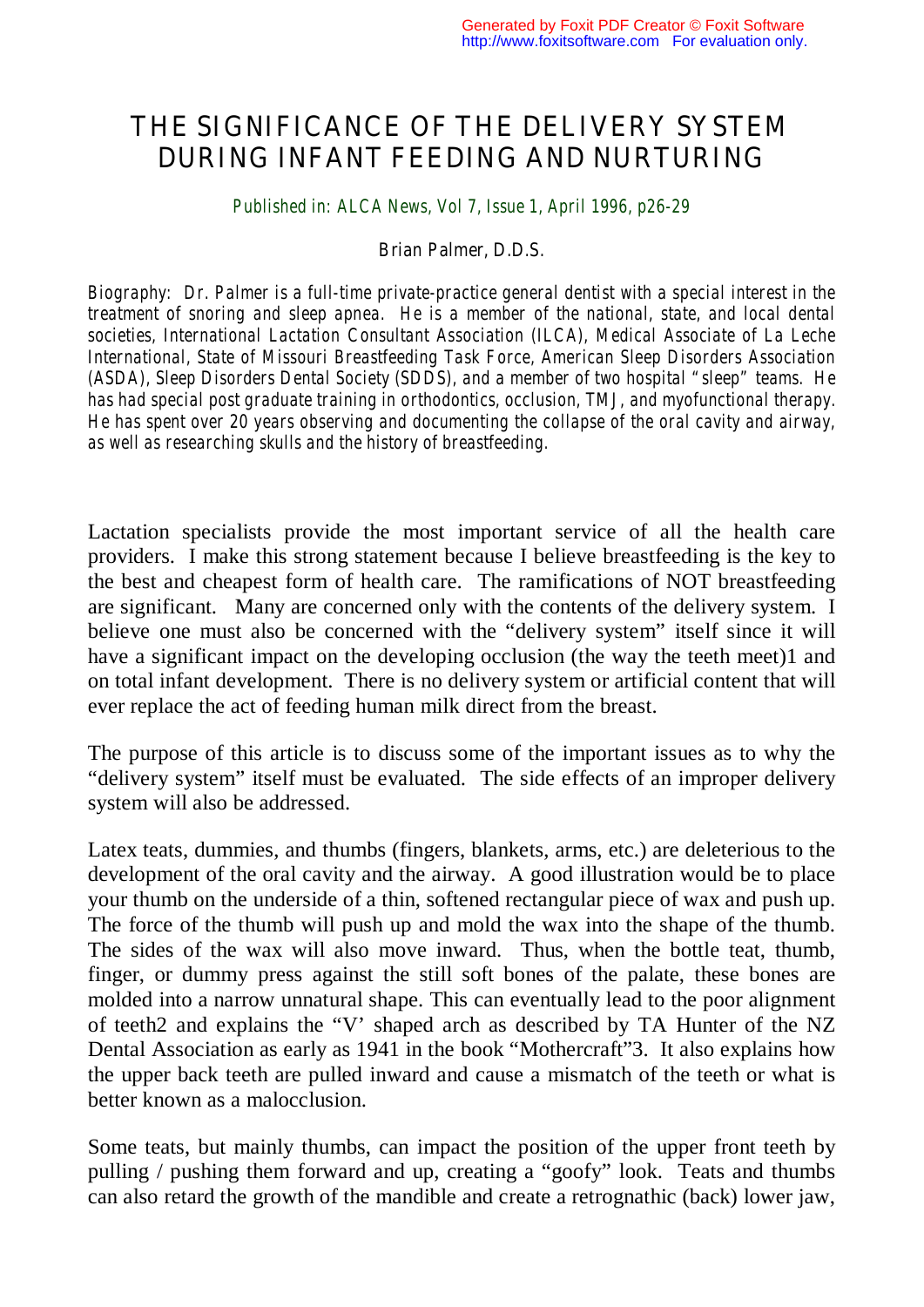# THE SIGNIFICANCE OF THE DELIVERY SYSTEM DURING INFANT FEEDING AND NURTURING

Published in: ALCA News, Vol 7, Issue 1, April 1996, p26-29

Brian Palmer, D.D.S.

*Biography: Dr. Palmer is a full-time private-practice general dentist with a special interest in the treatment of snoring and sleep apnea. He is a member of the national, state, and local dental societies, International Lactation Consultant Association (ILCA), Medical Associate of La Leche International, State of Missouri Breastfeeding Task Force, American Sleep Disorders Association (ASDA), Sleep Disorders Dental Society (SDDS), and a member of two hospital "sleep" teams. He has had special post graduate training in orthodontics, occlusion, TMJ, and myofunctional therapy. He has spent over 20 years observing and documenting the collapse of the oral cavity and airway, as well as researching skulls and the history of breastfeeding.*

Lactation specialists provide the most important service of all the health care providers. I make this strong statement because I believe breastfeeding is the key to the best and cheapest form of health care. The ramifications of NOT breastfeeding are significant. Many are concerned only with the contents of the delivery system. I believe one must also be concerned with the "delivery system" itself since it will have a significant impact on the developing occlusion (the way the teeth meet)[1] and on total infant development. There is no delivery system or artificial content that will ever replace the act of feeding human milk direct from the breast.

The purpose of this article is to discuss some of the important issues as to why the "delivery system" itself must be evaluated. The side effects of an improper delivery system will also be addressed.

Latex teats, dummies, and thumbs (fingers, blankets, arms, etc.) are deleterious to the development of the oral cavity and the airway. A good illustration would be to place your thumb on the underside of a thin, softened rectangular piece of wax and push up. The force of the thumb will push up and mold the wax into the shape of the thumb. The sides of the wax will also move inward. Thus, when the bottle teat, thumb, finger, or dummy press against the still soft bones of the palate, these bones are molded into a narrow unnatural shape. This can eventually lead to the poor alignment of teeth[2] and explains the "V' shaped arch as described by TA Hunter of the NZ Dental Association as early as 1941 in the book "Mothercraft"[3]. It also explains how the upper back teeth are pulled inward and cause a mismatch of the teeth or what is better known as a malocclusion.

Some teats, but mainly thumbs, can impact the position of the upper front teeth by pulling / pushing them forward and up, creating a "goofy" look. Teats and thumbs can also retard the growth of the mandible and create a retrognathic (back) lower jaw,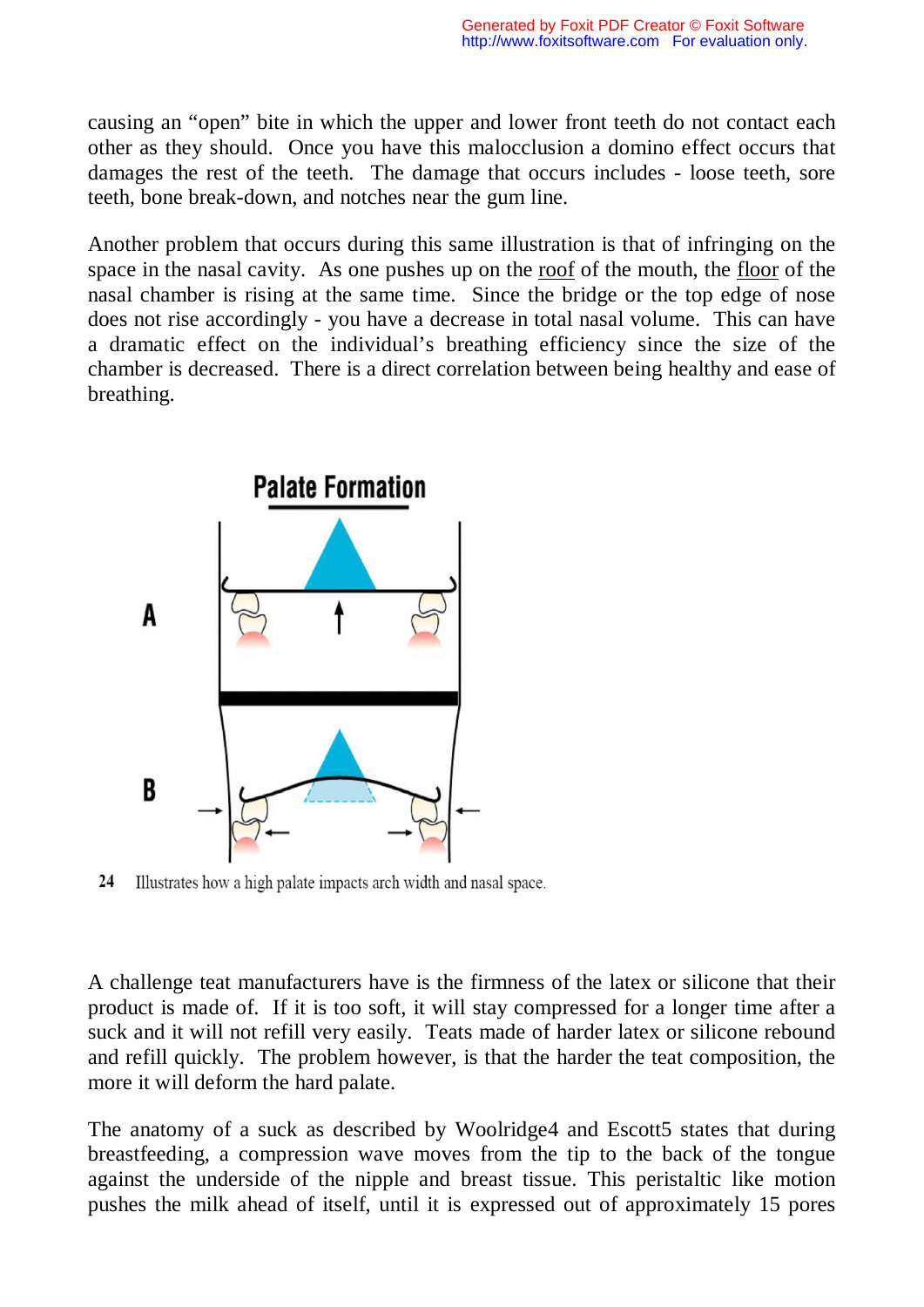causing an "open" bite in which the upper and lower front teeth do not contact each other as they should. Once you have this malocclusion a domino effect occurs that damages the rest of the teeth. The damage that occurs includes - loose teeth, sore teeth, bone break-down, and notches near the gum line.

Another problem that occurs during this same illustration is that of infringing on the space in the nasal cavity. As one pushes up on the roof of the mouth, the floor of the nasal chamber is rising at the same time. Since the bridge or the top edge of nose does not rise accordingly - you have a decrease in total nasal volume. This can have a dramatic effect on the individual's breathing efficiency since the size of the chamber is decreased. There is a direct correlation between being healthy and ease of breathing.

**Palate Formation**

A

B

24 Illustrates how a high palate impacts arch width and nasal space.

A challenge teat manufacturers have is the firmness of the latex or silicone that their product is made of. If it is too soft, it will stay compressed for a longer time after a suck and it will not refill very easily. Teats made of harder latex or silicone rebound and refill quickly. The problem however, is that the harder the teat composition, the more it will deform the hard palate.

The anatomy of a suck as described by Woolridge[4] and Escott[5] states that during breastfeeding, a compression wave moves from the tip to the back of the tongue against the underside of the nipple and breast tissue. This peristaltic like motion pushes the milk ahead of itself, until it is expressed out of approximately 15 pores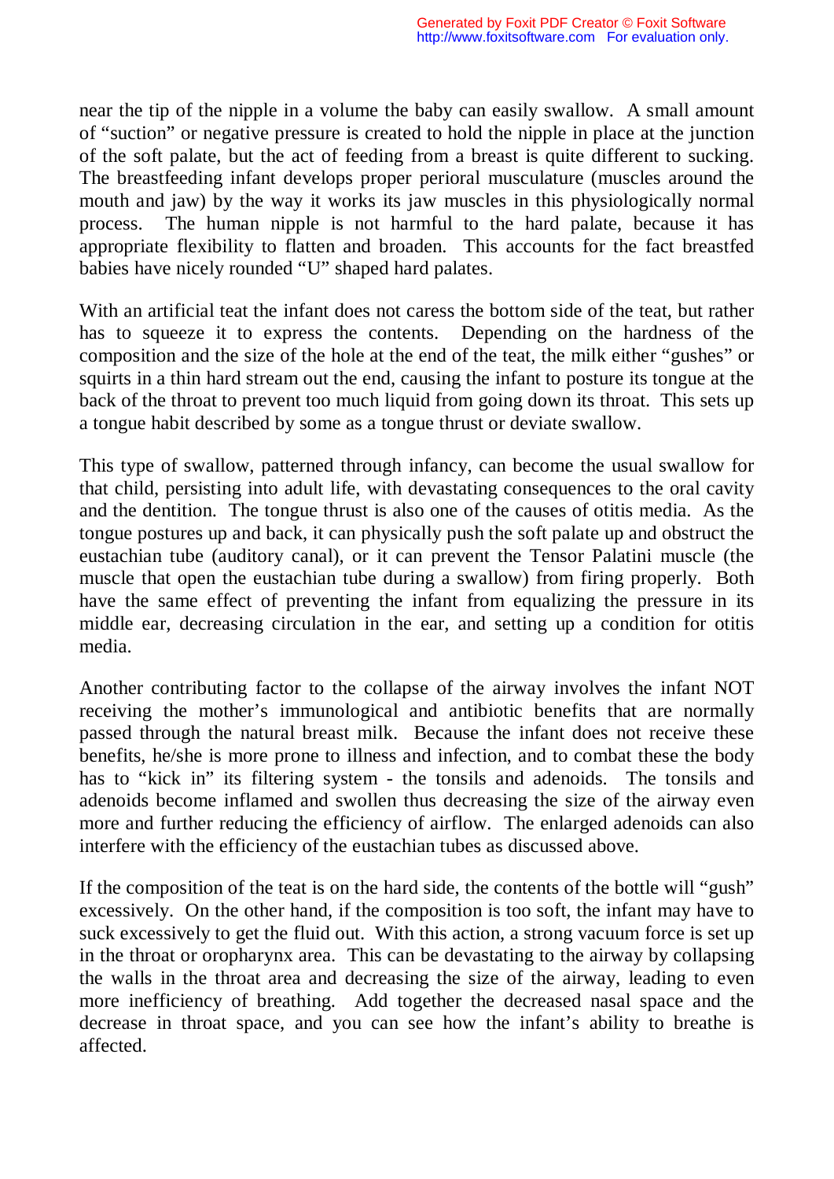near the tip of the nipple in a volume the baby can easily swallow. A small amount of "suction" or negative pressure is created to hold the nipple in place at the junction of the soft palate, but the act of feeding from a breast is quite different to sucking. The breastfeeding infant develops proper perioral musculature (muscles around the mouth and jaw) by the way it works its jaw muscles in this physiologically normal process. The human nipple is not harmful to the hard palate, because it has appropriate flexibility to flatten and broaden. This accounts for the fact breastfed babies have nicely rounded "U" shaped hard palates.

With an artificial teat the infant does not caress the bottom side of the teat, but rather has to squeeze it to express the contents. Depending on the hardness of the composition and the size of the hole at the end of the teat, the milk either "gushes" or squirts in a thin hard stream out the end, causing the infant to posture its tongue at the back of the throat to prevent too much liquid from going down its throat. This sets up a tongue habit described by some as a tongue thrust or deviate swallow.

This type of swallow, patterned through infancy, can become the usual swallow for that child, persisting into adult life, with devastating consequences to the oral cavity and the dentition. The tongue thrust is also one of the causes of otitis media. As the tongue postures up and back, it can physically push the soft palate up and obstruct the eustachian tube (auditory canal), or it can prevent the Tensor Palatini muscle (the muscle that open the eustachian tube during a swallow) from firing properly. Both have the same effect of preventing the infant from equalizing the pressure in its middle ear, decreasing circulation in the ear, and setting up a condition for otitis media.

Another contributing factor to the collapse of the airway involves the infant NOT receiving the mother's immunological and antibiotic benefits that are normally passed through the natural breast milk. Because the infant does not receive these benefits, he/she is more prone to illness and infection, and to combat these the body has to "kick in" its filtering system - the tonsils and adenoids. The tonsils and adenoids become inflamed and swollen thus decreasing the size of the airway even more and further reducing the efficiency of airflow. The enlarged adenoids can also interfere with the efficiency of the eustachian tubes as discussed above.

If the composition of the teat is on the hard side, the contents of the bottle will "gush" excessively. On the other hand, if the composition is too soft, the infant may have to suck excessively to get the fluid out. With this action, a strong vacuum force is set up in the throat or oropharynx area. This can be devastating to the airway by collapsing the walls in the throat area and decreasing the size of the airway, leading to even more inefficiency of breathing. Add together the decreased nasal space and the decrease in throat space, and you can see how the infant's ability to breathe is affected.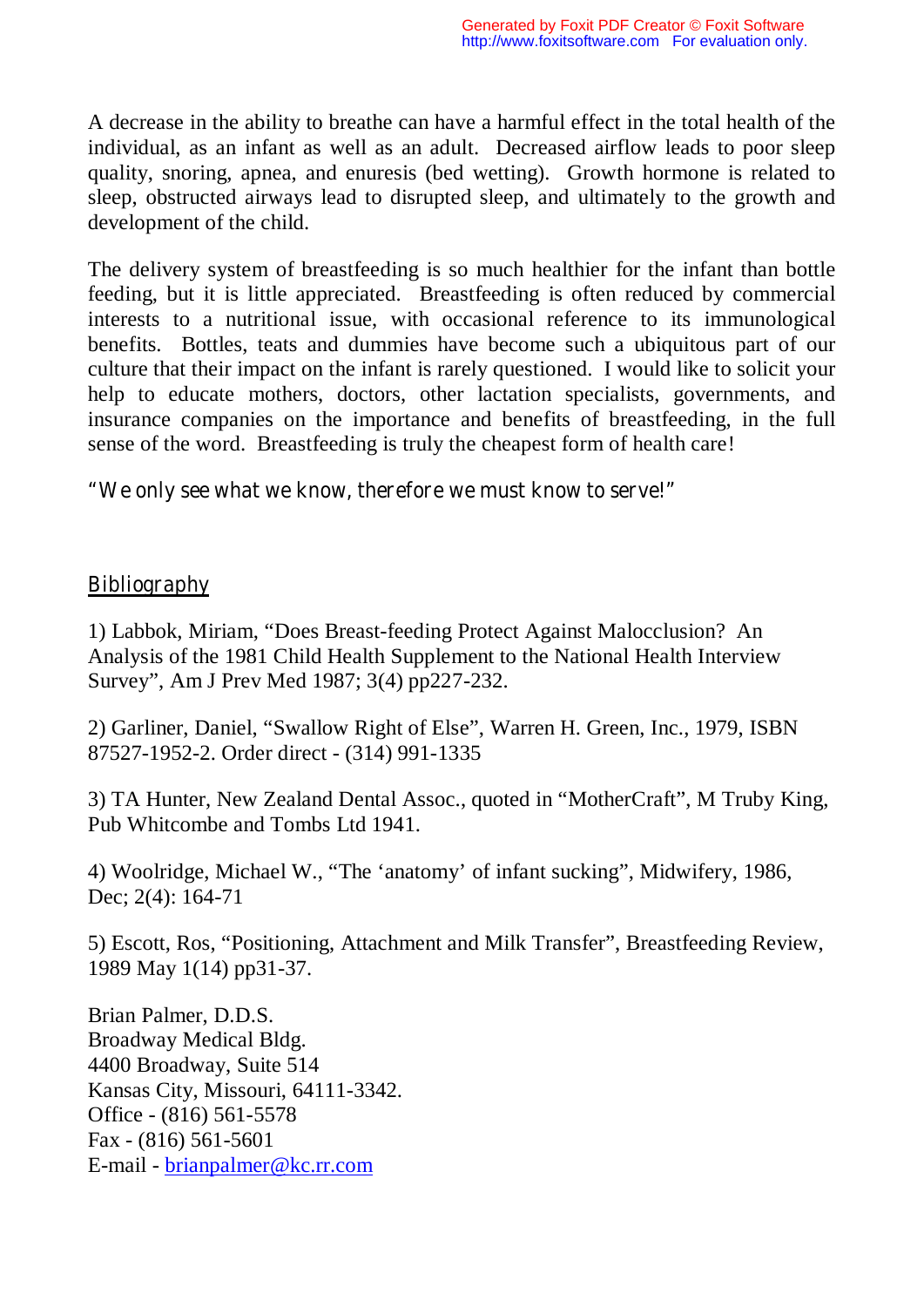A decrease in the ability to breathe can have a harmful effect in the total health of the individual, as an infant as well as an adult. Decreased airflow leads to poor sleep quality, snoring, apnea, and enuresis (bed wetting). Growth hormone is related to sleep, obstructed airways lead to disrupted sleep, and ultimately to the growth and development of the child.

The delivery system of breastfeeding is so much healthier for the infant than bottle feeding, but it is little appreciated. Breastfeeding is often reduced by commercial interests to a nutritional issue, with occasional reference to its immunological benefits. Bottles, teats and dummies have become such a ubiquitous part of our culture that their impact on the infant is rarely questioned. I would like to solicit your help to educate mothers, doctors, other lactation specialists, governments, and insurance companies on the importance and benefits of breastfeeding, in the full sense of the word. Breastfeeding is truly the cheapest form of health care!

"We only see what we know, therefore we must know to serve!"

## Bibliography

1) Labbok, Miriam, "Does Breast-feeding Protect Against Malocclusion? An Analysis of the 1981 Child Health Supplement to the National Health Interview Survey", Am J Prev Med 1987; 3(4) pp227-232.

2) Garliner, Daniel, "Swallow Right of Else", Warren H. Green, Inc., 1979, ISBN 87527-1952-2. Order direct - (314) 991-1335

3) TA Hunter, New Zealand Dental Assoc., quoted in "MotherCraft", M Truby King, Pub Whitcombe and Tombs Ltd 1941.

4) Woolridge, Michael W., "The 'anatomy' of infant sucking", Midwifery, 1986, Dec; 2(4): 164-71

5) Escott, Ros, "Positioning, Attachment and Milk Transfer", Breastfeeding Review, 1989 May 1(14) pp31-37.

Brian Palmer, D.D.S.
Broadway Medical Bldg.
4400 Broadway, Suite 514
Kansas City, Missouri, 64111-3342.
Office - (816) 561-5578
Fax - (816) 561-5601
E-mail - brianpalmer@kc.rr.com